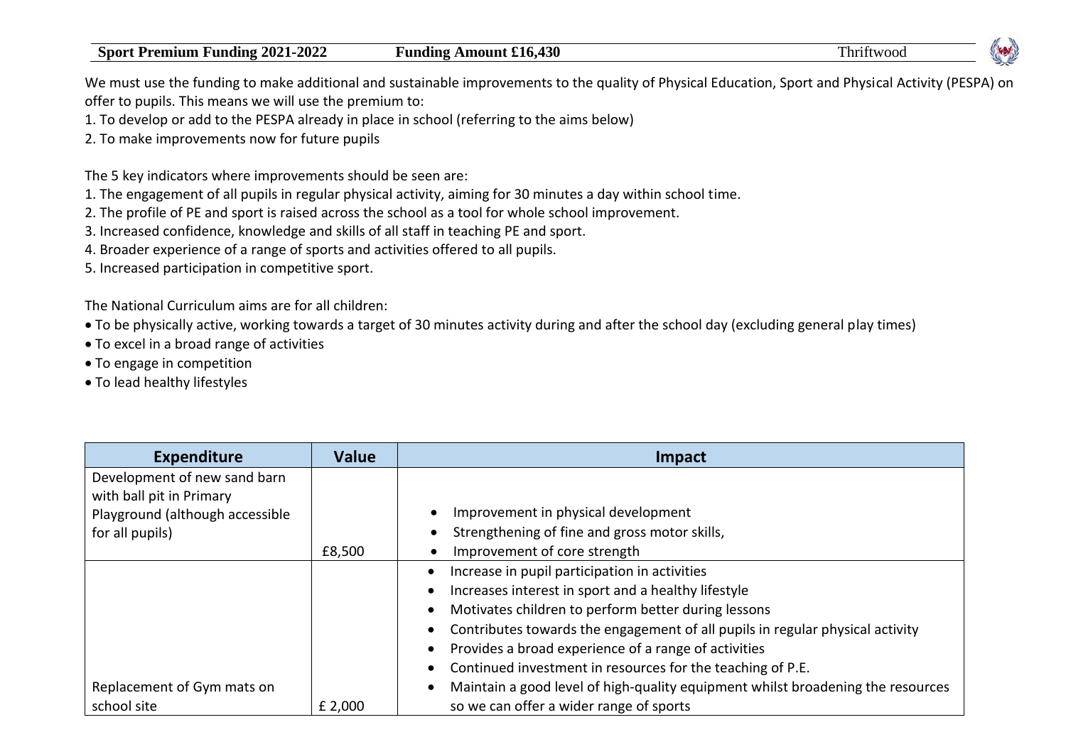**Sport Premium Funding 2021-2022** **Funding Amount £16,430** Thriftwood

We must use the funding to make additional and sustainable improvements to the quality of Physical Education, Sport and Physical Activity (PESPA) on offer to pupils. This means we will use the premium to:

1. To develop or add to the PESPA already in place in school (referring to the aims below)
2. To make improvements now for future pupils

The 5 key indicators where improvements should be seen are:

1. The engagement of all pupils in regular physical activity, aiming for 30 minutes a day within school time.
2. The profile of PE and sport is raised across the school as a tool for whole school improvement.
3. Increased confidence, knowledge and skills of all staff in teaching PE and sport.
4. Broader experience of a range of sports and activities offered to all pupils.
5. Increased participation in competitive sport.

The National Curriculum aims are for all children:

- To be physically active, working towards a target of 30 minutes activity during and after the school day (excluding general play times)
- To excel in a broad range of activities
- To engage in competition
- To lead healthy lifestyles

| Expenditure | Value | Impact |
|---|---|---|
| Development of new sand barn with ball pit in Primary Playground (although accessible for all pupils) | £8,500 | • Improvement in physical development<br>• Strengthening of fine and gross motor skills,<br>• Improvement of core strength |
| Replacement of Gym mats on school site | £ 2,000 | • Increase in pupil participation in activities<br>• Increases interest in sport and a healthy lifestyle<br>• Motivates children to perform better during lessons<br>• Contributes towards the engagement of all pupils in regular physical activity<br>• Provides a broad experience of a range of activities<br>• Continued investment in resources for the teaching of P.E.<br>• Maintain a good level of high-quality equipment whilst broadening the resources so we can offer a wider range of sports |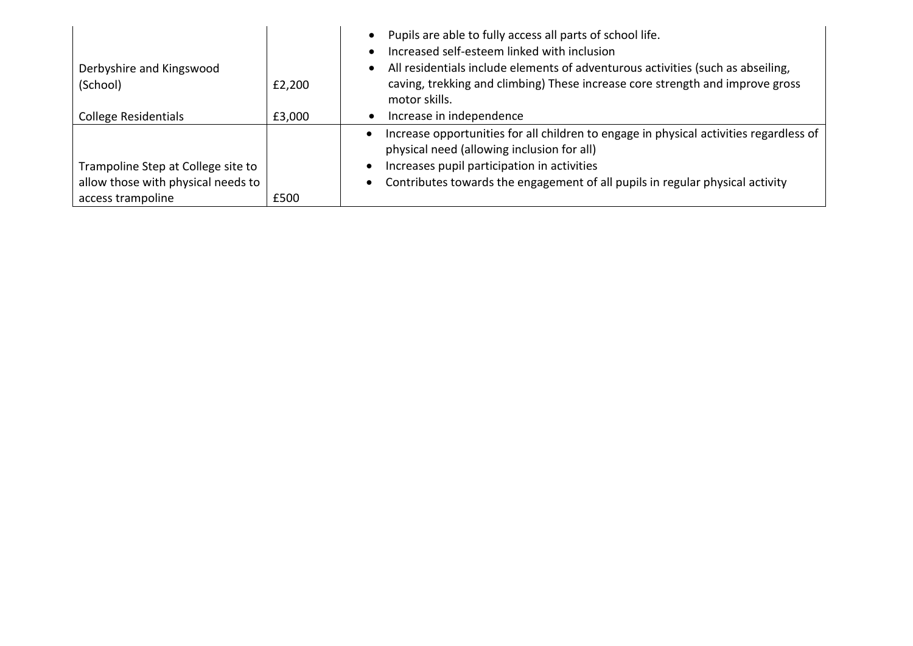| | | |
|---|---|---|
| Derbyshire and Kingswood (School)<br><br>College Residentials | £2,200<br><br>£3,000 | • Pupils are able to fully access all parts of school life.<br>• Increased self-esteem linked with inclusion<br>• All residentials include elements of adventurous activities (such as abseiling, caving, trekking and climbing) These increase core strength and improve gross motor skills.<br>• Increase in independence |
| Trampoline Step at College site to allow those with physical needs to access trampoline | £500 | • Increase opportunities for all children to engage in physical activities regardless of physical need (allowing inclusion for all)<br>• Increases pupil participation in activities<br>• Contributes towards the engagement of all pupils in regular physical activity |